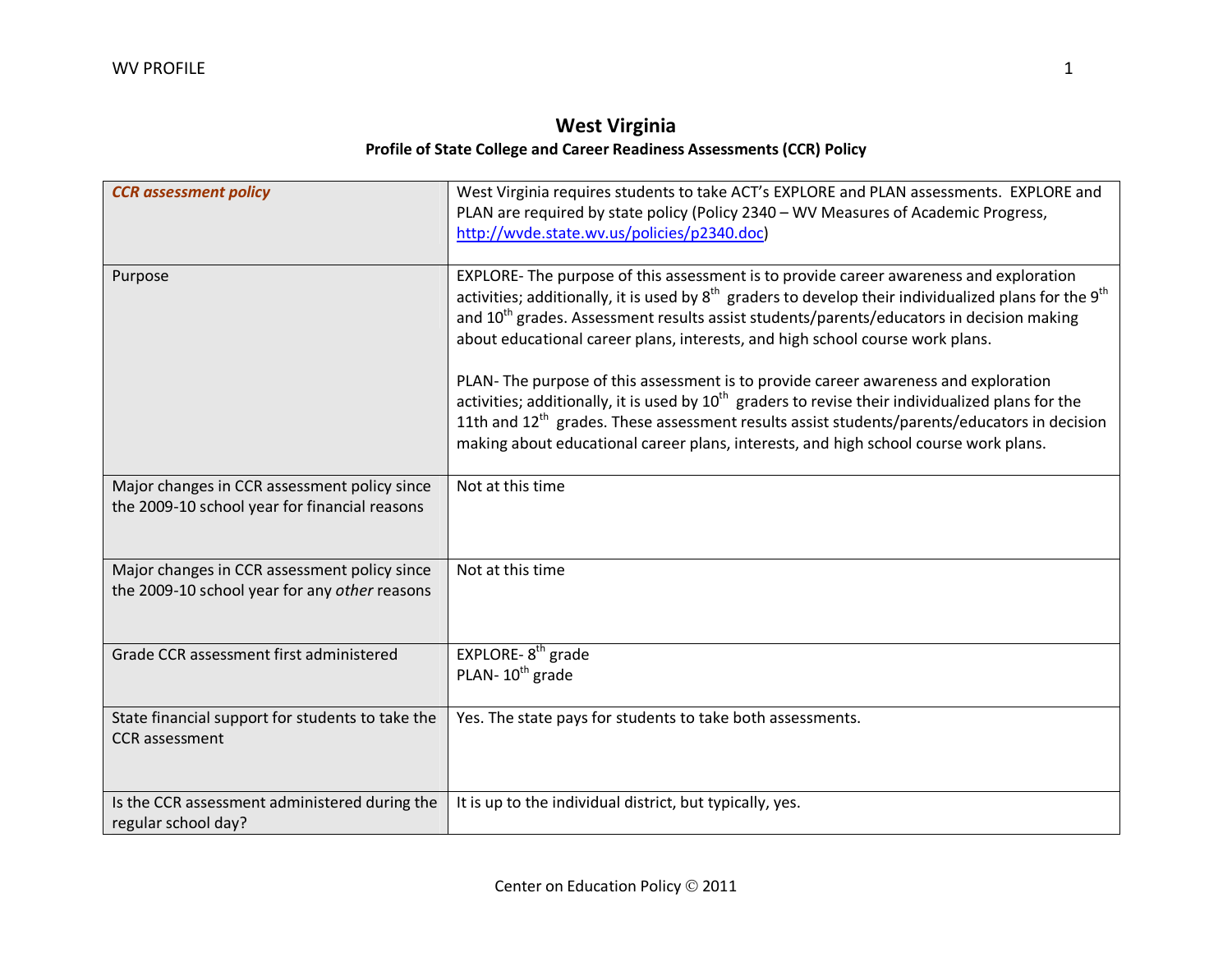# West Virginia

## Profile of State College and Career Readiness Assessments (CCR) Policy

| ***CCR assessment policy*** | West Virginia requires students to take ACT's EXPLORE and PLAN assessments. EXPLORE and PLAN are required by state policy (Policy 2340 – WV Measures of Academic Progress, http://wvde.state.wv.us/policies/p2340.doc) |
|---|---|
| Purpose | EXPLORE- The purpose of this assessment is to provide career awareness and exploration activities; additionally, it is used by 8th graders to develop their individualized plans for the 9th and 10th grades. Assessment results assist students/parents/educators in decision making about educational career plans, interests, and high school course work plans.<br><br>PLAN- The purpose of this assessment is to provide career awareness and exploration activities; additionally, it is used by 10th graders to revise their individualized plans for the 11th and 12th grades. These assessment results assist students/parents/educators in decision making about educational career plans, interests, and high school course work plans. |
| Major changes in CCR assessment policy since the 2009-10 school year for financial reasons | Not at this time |
| Major changes in CCR assessment policy since the 2009-10 school year for any *other* reasons | Not at this time |
| Grade CCR assessment first administered | EXPLORE- 8th grade<br>PLAN- 10th grade |
| State financial support for students to take the CCR assessment | Yes. The state pays for students to take both assessments. |
| Is the CCR assessment administered during the regular school day? | It is up to the individual district, but typically, yes. |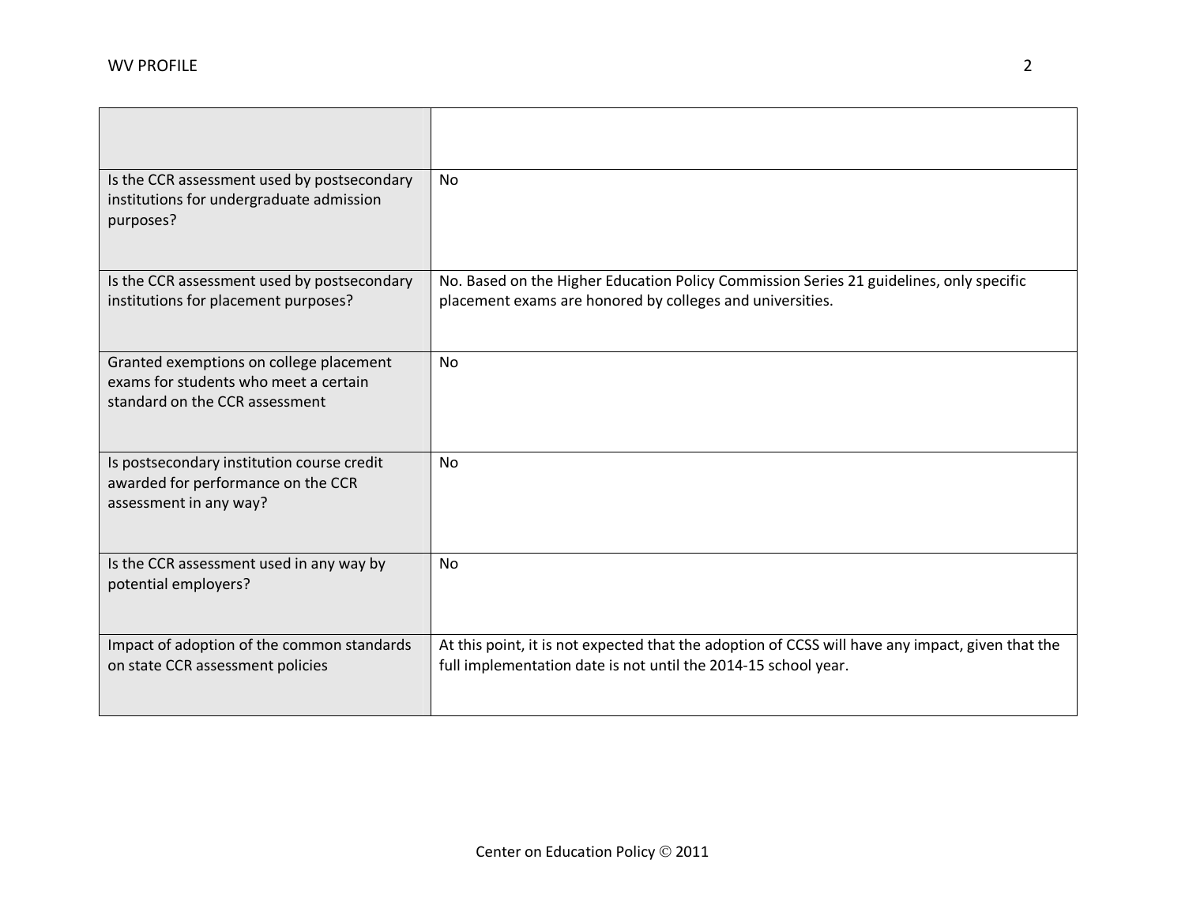| | |
|---|---|
| | |
| Is the CCR assessment used by postsecondary institutions for undergraduate admission purposes? | No |
| Is the CCR assessment used by postsecondary institutions for placement purposes? | No. Based on the Higher Education Policy Commission Series 21 guidelines, only specific placement exams are honored by colleges and universities. |
| Granted exemptions on college placement exams for students who meet a certain standard on the CCR assessment | No |
| Is postsecondary institution course credit awarded for performance on the CCR assessment in any way? | No |
| Is the CCR assessment used in any way by potential employers? | No |
| Impact of adoption of the common standards on state CCR assessment policies | At this point, it is not expected that the adoption of CCSS will have any impact, given that the full implementation date is not until the 2014-15 school year. |